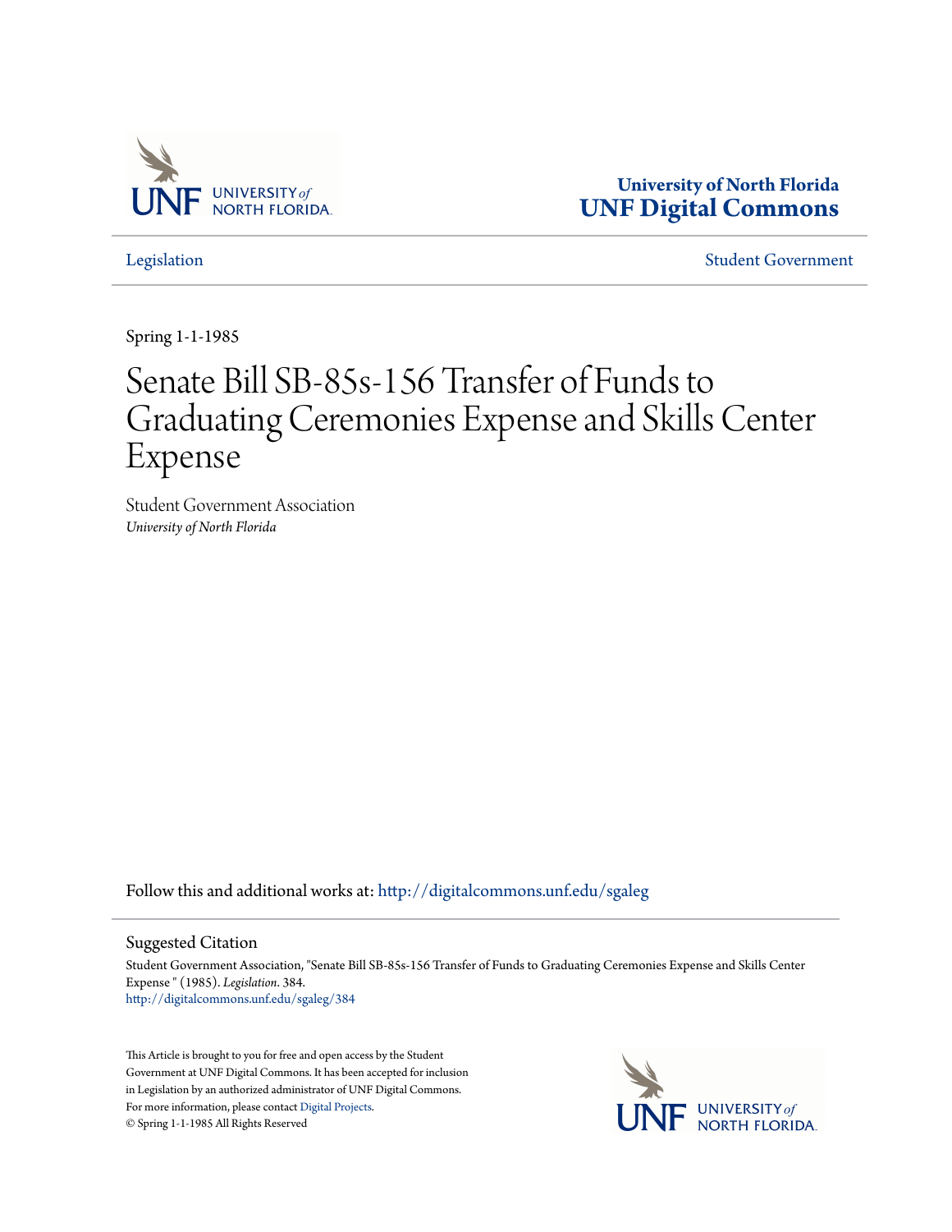University of North Florida
UNF Digital Commons

Legislation — Student Government

Spring 1-1-1985

# Senate Bill SB-85s-156 Transfer of Funds to Graduating Ceremonies Expense and Skills Center Expense

Student Government Association
*University of North Florida*

Follow this and additional works at: http://digitalcommons.unf.edu/sgaleg

## Suggested Citation

Student Government Association, "Senate Bill SB-85s-156 Transfer of Funds to Graduating Ceremonies Expense and Skills Center Expense " (1985). *Legislation*. 384.
http://digitalcommons.unf.edu/sgaleg/384

This Article is brought to you for free and open access by the Student Government at UNF Digital Commons. It has been accepted for inclusion in Legislation by an authorized administrator of UNF Digital Commons. For more information, please contact Digital Projects.
© Spring 1-1-1985 All Rights Reserved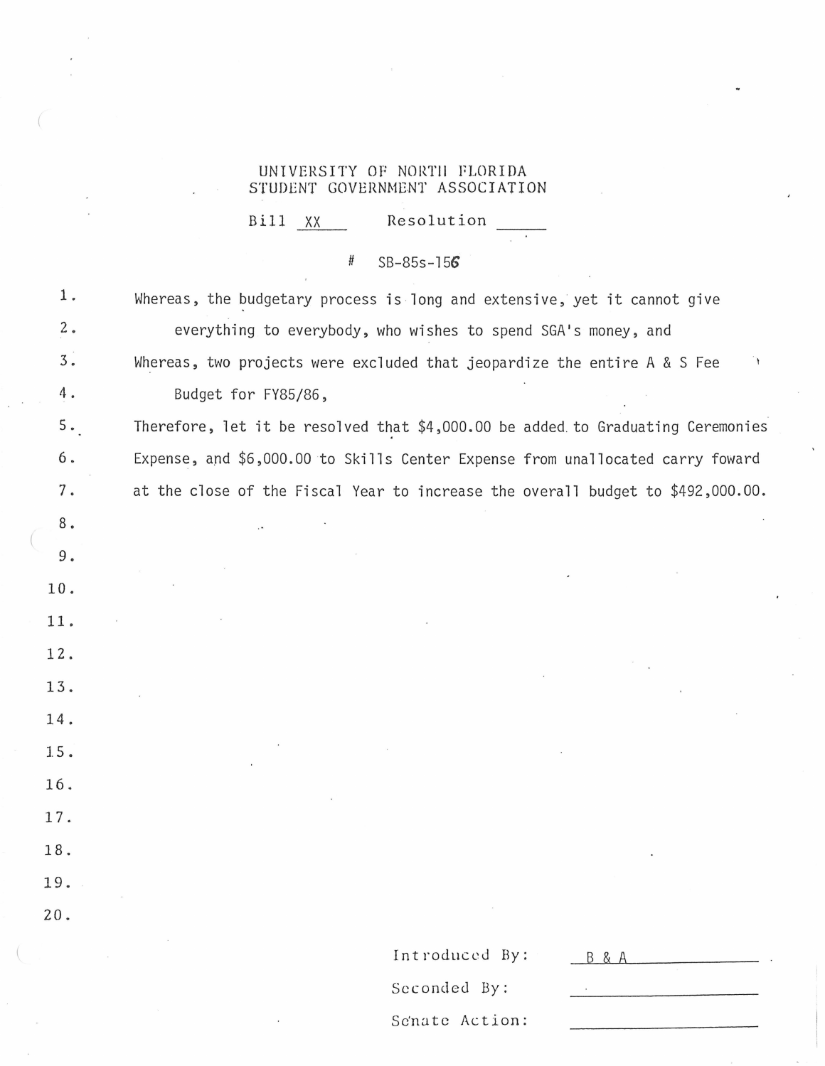UNIVERSITY OF NORTH FLORIDA
STUDENT GOVERNMENT ASSOCIATION

Bill XX Resolution ____

# SB-85s-156

1. Whereas, the budgetary process is long and extensive, yet it cannot give
2. everything to everybody, who wishes to spend SGA's money, and
3. Whereas, two projects were excluded that jeopardize the entire A & S Fee
4. Budget for FY85/86,
5. Therefore, let it be resolved that $4,000.00 be added to Graduating Ceremonies
6. Expense, and $6,000.00 to Skills Center Expense from unallocated carry foward
7. at the close of the Fiscal Year to increase the overall budget to $492,000.00.
8.
9.
10.
11.
12.
13.
14.
15.
16.
17.
18.
19.
20.

Introduced By: B & A

Seconded By: ____

Senate Action: ____